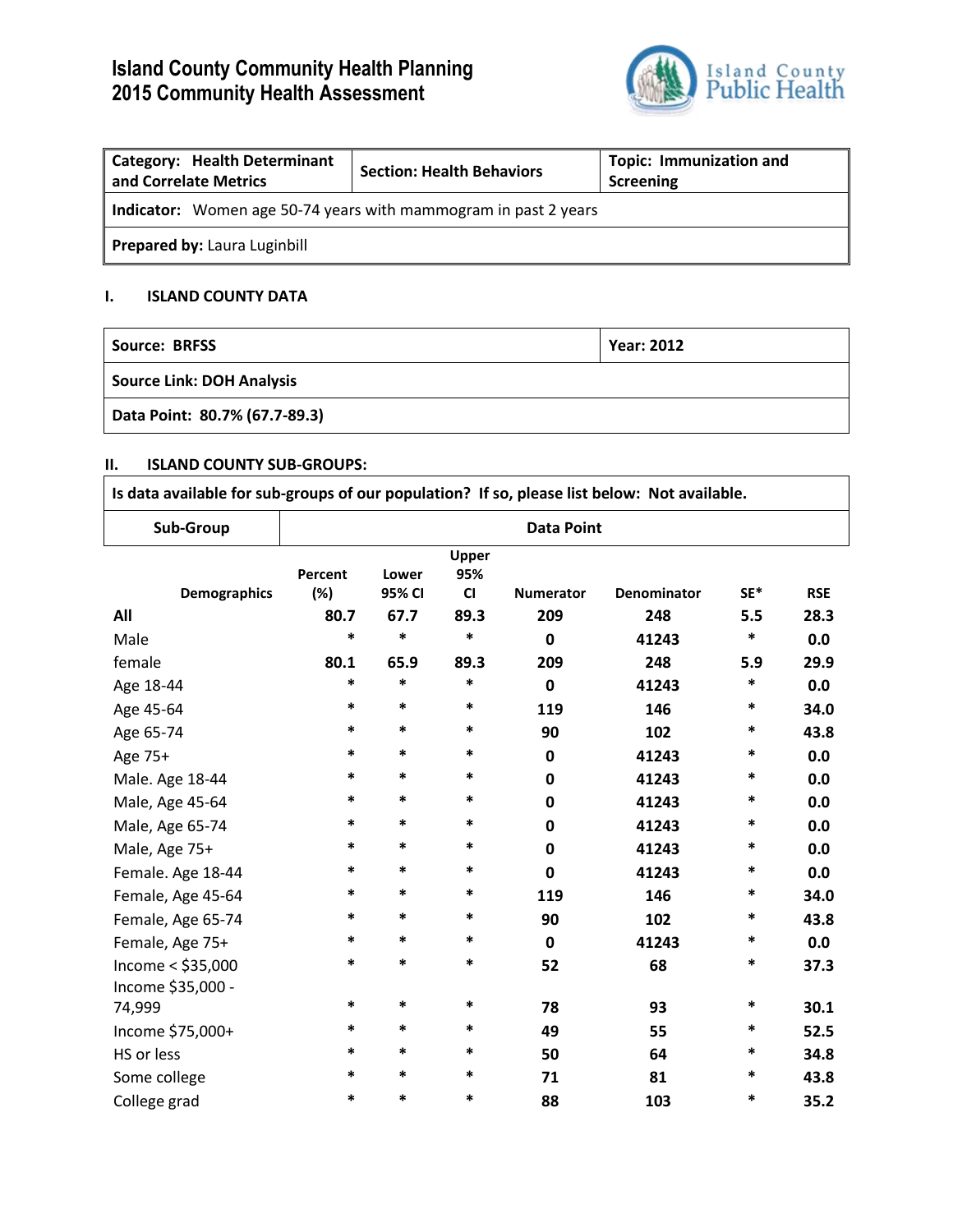# Island County Community Health Planning
# 2015 Community Health Assessment

| | | |
|---|---|---|
| **Category: Health Determinant and Correlate Metrics** | **Section: Health Behaviors** | **Topic: Immunization and Screening** |
| **Indicator:** Women age 50-74 years with mammogram in past 2 years | | |
| **Prepared by:** Laura Luginbill | | |

## I. ISLAND COUNTY DATA

| | |
|---|---|
| **Source: BRFSS** | **Year: 2012** |
| **Source Link: DOH Analysis** | |
| **Data Point: 80.7% (67.7-89.3)** | |

## II. ISLAND COUNTY SUB-GROUPS:

**Is data available for sub-groups of our population? If so, please list below: Not available.**

| **Sub-Group** | **Data Point** |
|---|---|

| Demographics | Percent (%) | Lower 95% CI | Upper 95% CI | Numerator | Denominator | SE* | RSE |
|---|---|---|---|---|---|---|---|
| **All** | **80.7** | **67.7** | **89.3** | **209** | **248** | **5.5** | **28.3** |
| Male | * | * | * | **0** | **41243** | * | **0.0** |
| female | **80.1** | **65.9** | **89.3** | **209** | **248** | **5.9** | **29.9** |
| Age 18-44 | * | * | * | **0** | **41243** | * | **0.0** |
| Age 45-64 | * | * | * | **119** | **146** | * | **34.0** |
| Age 65-74 | * | * | * | **90** | **102** | * | **43.8** |
| Age 75+ | * | * | * | **0** | **41243** | * | **0.0** |
| Male. Age 18-44 | * | * | * | **0** | **41243** | * | **0.0** |
| Male, Age 45-64 | * | * | * | **0** | **41243** | * | **0.0** |
| Male, Age 65-74 | * | * | * | **0** | **41243** | * | **0.0** |
| Male, Age 75+ | * | * | * | **0** | **41243** | * | **0.0** |
| Female. Age 18-44 | * | * | * | **0** | **41243** | * | **0.0** |
| Female, Age 45-64 | * | * | * | **119** | **146** | * | **34.0** |
| Female, Age 65-74 | * | * | * | **90** | **102** | * | **43.8** |
| Female, Age 75+ | * | * | * | **0** | **41243** | * | **0.0** |
| Income < $35,000 | * | * | * | **52** | **68** | * | **37.3** |
| Income $35,000 - 74,999 | * | * | * | **78** | **93** | * | **30.1** |
| Income $75,000+ | * | * | * | **49** | **55** | * | **52.5** |
| HS or less | * | * | * | **50** | **64** | * | **34.8** |
| Some college | * | * | * | **71** | **81** | * | **43.8** |
| College grad | * | * | * | **88** | **103** | * | **35.2** |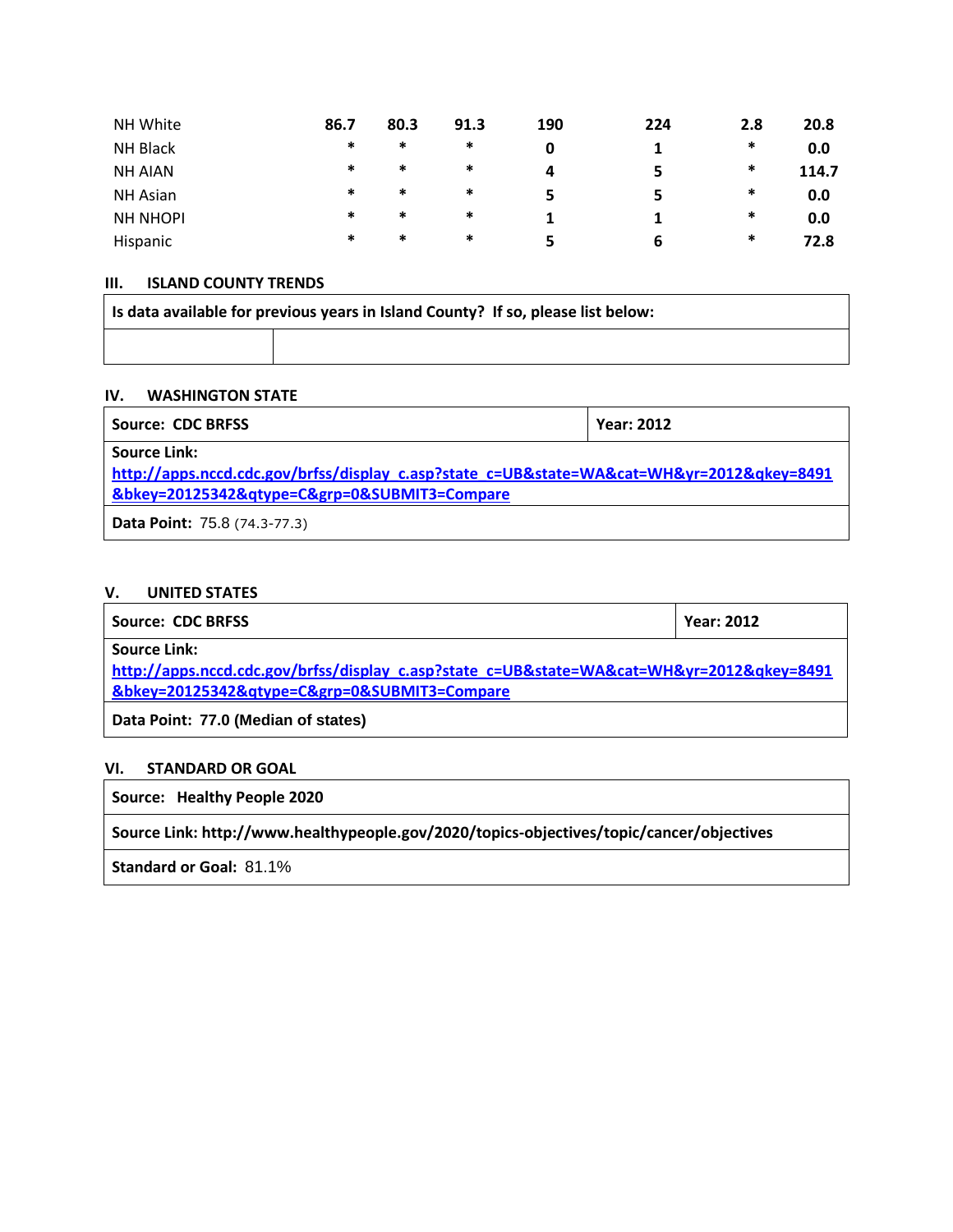| | | | | | | | |
|---|---|---|---|---|---|---|---|
| NH White | **86.7** | **80.3** | **91.3** | **190** | **224** | **2.8** | **20.8** |
| NH Black | * | * | * | **0** | **1** | * | **0.0** |
| NH AIAN | * | * | * | **4** | **5** | * | **114.7** |
| NH Asian | * | * | * | **5** | **5** | * | **0.0** |
| NH NHOPI | * | * | * | **1** | **1** | * | **0.0** |
| Hispanic | * | * | * | **5** | **6** | * | **72.8** |

### III. ISLAND COUNTY TRENDS

| **Is data available for previous years in Island County? If so, please list below:** | |
|---|---|
| | |

### IV. WASHINGTON STATE

| **Source: CDC BRFSS** | **Year: 2012** |
|---|---|
| **Source Link:** http://apps.nccd.cdc.gov/brfss/display_c.asp?state_c=UB&state=WA&cat=WH&yr=2012&qkey=8491&bkey=20125342&qtype=C&grp=0&SUBMIT3=Compare | |
| **Data Point:** 75.8 (74.3-77.3) | |

### V. UNITED STATES

| **Source: CDC BRFSS** | **Year: 2012** |
|---|---|
| **Source Link:** http://apps.nccd.cdc.gov/brfss/display_c.asp?state_c=UB&state=WA&cat=WH&yr=2012&qkey=8491&bkey=20125342&qtype=C&grp=0&SUBMIT3=Compare | |
| **Data Point: 77.0 (Median of states)** | |

### VI. STANDARD OR GOAL

| **Source: Healthy People 2020** |
|---|
| **Source Link: http://www.healthypeople.gov/2020/topics-objectives/topic/cancer/objectives** |
| **Standard or Goal:** 81.1% |